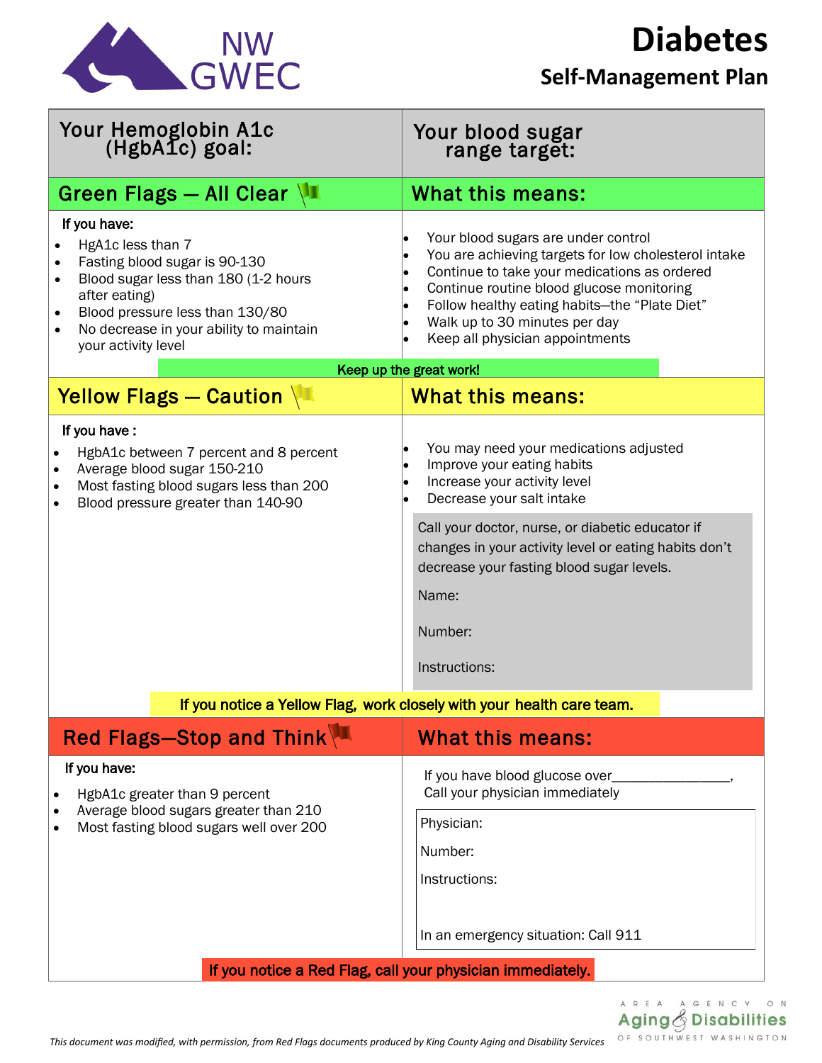NW GWEC

# Diabetes

## Self-Management Plan

| Your Hemoglobin A1c (HgbA1c) goal: | Your blood sugar range target: |
|---|---|

### Green Flags — All Clear

**If you have:**

- HgA1c less than 7
- Fasting blood sugar is 90-130
- Blood sugar less than 180 (1-2 hours after eating)
- Blood pressure less than 130/80
- No decrease in your ability to maintain your activity level

**What this means:**

- Your blood sugars are under control
- You are achieving targets for low cholesterol intake
- Continue to take your medications as ordered
- Continue routine blood glucose monitoring
- Follow healthy eating habits—the "Plate Diet"
- Walk up to 30 minutes per day
- Keep all physician appointments

**Keep up the great work!**

### Yellow Flags — Caution

**If you have :**

- HgbA1c between 7 percent and 8 percent
- Average blood sugar 150-210
- Most fasting blood sugars less than 200
- Blood pressure greater than 140-90

**What this means:**

- You may need your medications adjusted
- Improve your eating habits
- Increase your activity level
- Decrease your salt intake

Call your doctor, nurse, or diabetic educator if changes in your activity level or eating habits don't decrease your fasting blood sugar levels.

Name:

Number:

Instructions:

**If you notice a Yellow Flag, work closely with your health care team.**

### Red Flags—Stop and Think

**If you have:**

- HgbA1c greater than 9 percent
- Average blood sugars greater than 210
- Most fasting blood sugars well over 200

**What this means:**

If you have blood glucose over________________, Call your physician immediately

Physician:

Number:

Instructions:

In an emergency situation: Call 911

**If you notice a Red Flag, call your physician immediately.**

*This document was modified, with permission, from Red Flags documents produced by King County Aging and Disability Services*

Area Agency on Aging & Disabilities of Southwest Washington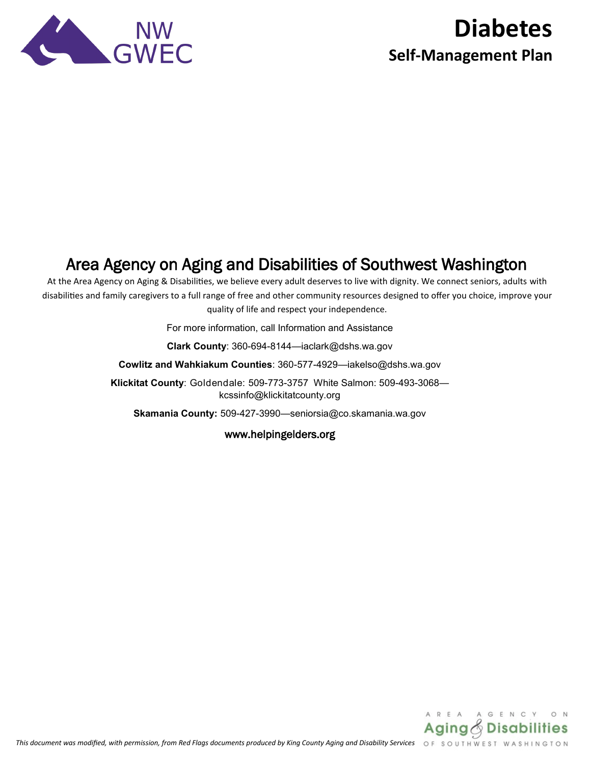NW GWEC

# Diabetes

## Self-Management Plan

## Area Agency on Aging and Disabilities of Southwest Washington

At the Area Agency on Aging & Disabilities, we believe every adult deserves to live with dignity. We connect seniors, adults with disabilities and family caregivers to a full range of free and other community resources designed to offer you choice, improve your quality of life and respect your independence.

For more information, call Information and Assistance

**Clark County**: 360-694-8144—iaclark@dshs.wa.gov

**Cowlitz and Wahkiakum Counties**: 360-577-4929—iakelso@dshs.wa.gov

**Klickitat County**: Goldendale: 509-773-3757 White Salmon: 509-493-3068—kcssinfo@klickitatcounty.org

**Skamania County:** 509-427-3990—seniorsia@co.skamania.wa.gov

www.helpingelders.org

*This document was modified, with permission, from Red Flags documents produced by King County Aging and Disability Services*

AREA AGENCY ON Aging & Disabilities OF SOUTHWEST WASHINGTON